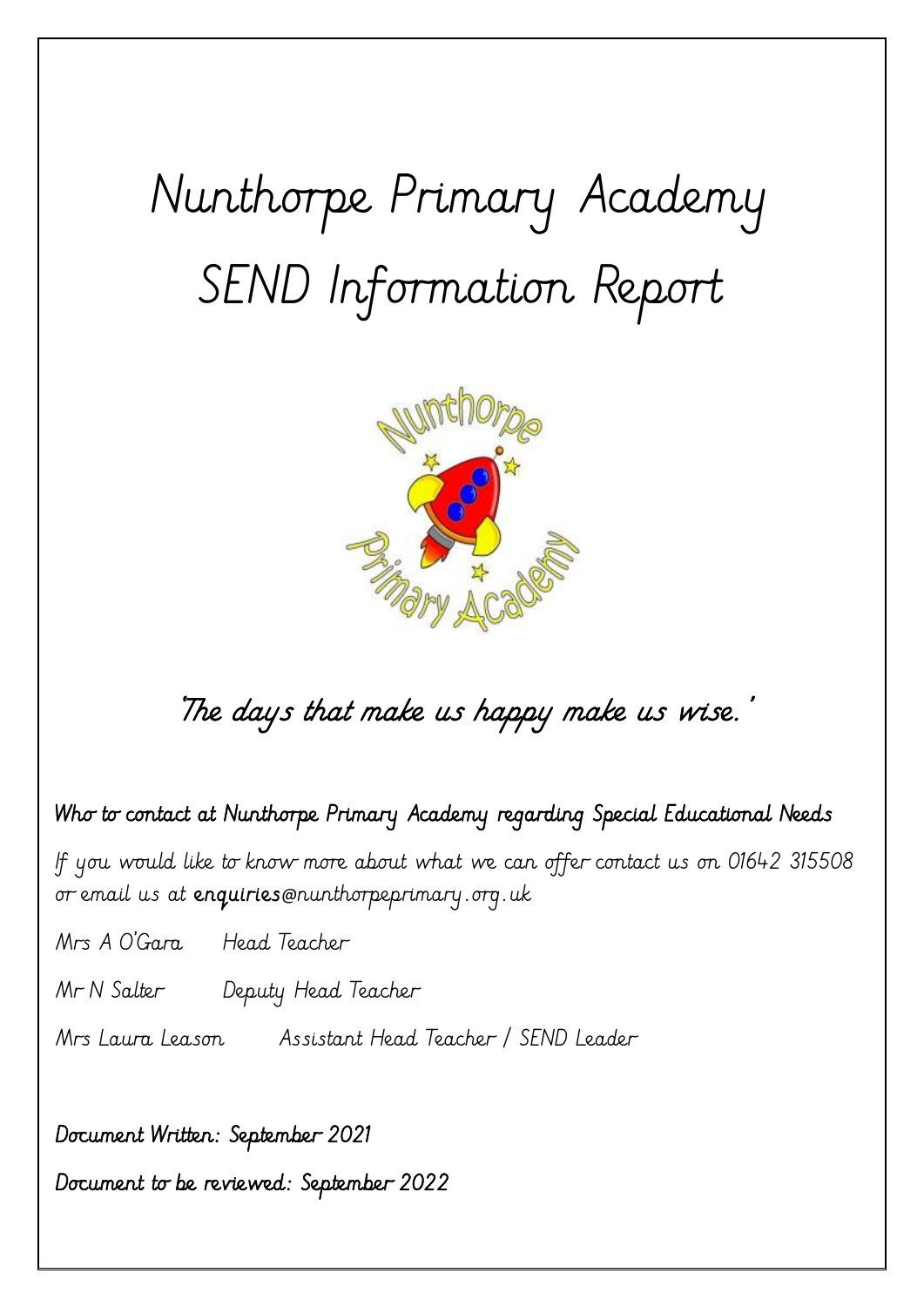# Nunthorpe Primary Academy SEND Information Report

*'The days that make us happy make us wise.'*

**Who to contact at Nunthorpe Primary Academy regarding Special Educational Needs**

If you would like to know more about what we can offer contact us on 01642 315508 or email us at **enquiries**@nunthorpeprimary.org.uk

Mrs A O'Gara Head Teacher

Mr N Salter Deputy Head Teacher

Mrs Laura Leason Assistant Head Teacher / SEND Leader

**Document Written: September 2021**

**Document to be reviewed: September 2022**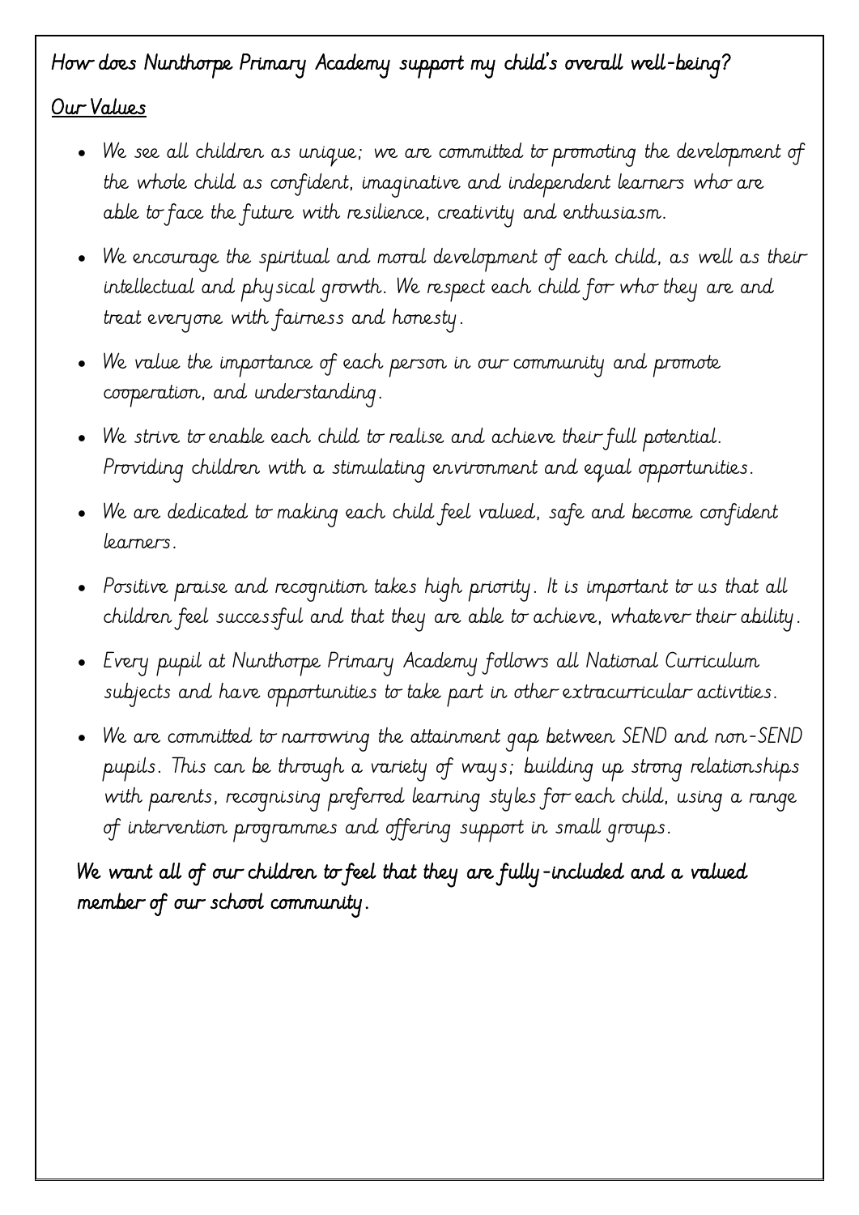## How does Nunthorpe Primary Academy support my child's overall well-being?

### Our Values

- We see all children as unique; we are committed to promoting the development of the whole child as confident, imaginative and independent learners who are able to face the future with resilience, creativity and enthusiasm.
- We encourage the spiritual and moral development of each child, as well as their intellectual and physical growth. We respect each child for who they are and treat everyone with fairness and honesty.
- We value the importance of each person in our community and promote cooperation, and understanding.
- We strive to enable each child to realise and achieve their full potential. Providing children with a stimulating environment and equal opportunities.
- We are dedicated to making each child feel valued, safe and become confident learners.
- Positive praise and recognition takes high priority. It is important to us that all children feel successful and that they are able to achieve, whatever their ability.
- Every pupil at Nunthorpe Primary Academy follows all National Curriculum subjects and have opportunities to take part in other extracurricular activities.
- We are committed to narrowing the attainment gap between SEND and non-SEND pupils. This can be through a variety of ways; building up strong relationships with parents, recognising preferred learning styles for each child, using a range of intervention programmes and offering support in small groups.

**We want all of our children to feel that they are fully-included and a valued member of our school community.**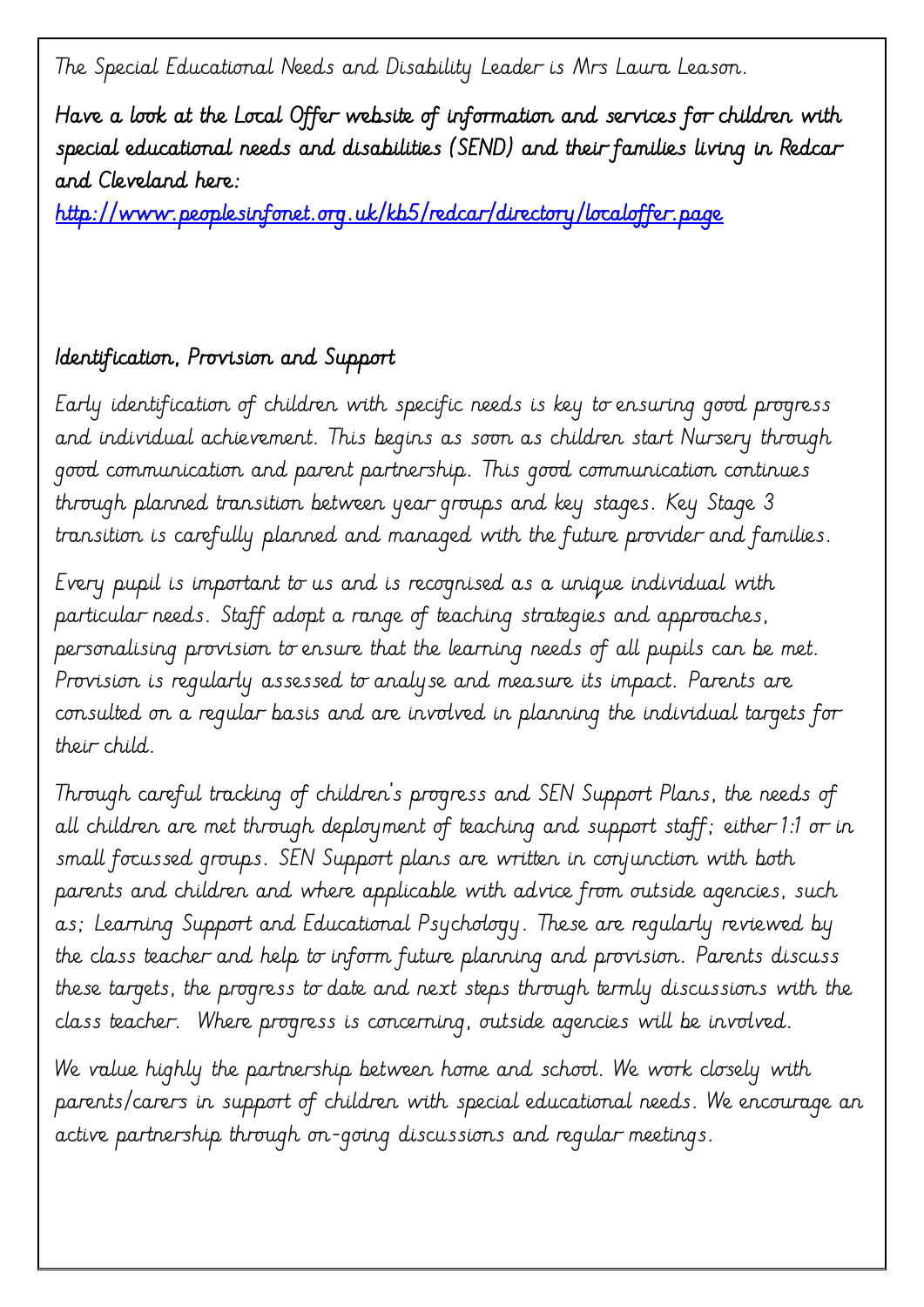The Special Educational Needs and Disability Leader is Mrs Laura Leason.

Have a look at the Local Offer website of information and services for children with special educational needs and disabilities (SEND) and their families living in Redcar and Cleveland here:

[http://www.peoplesinfonet.org.uk/kb5/redcar/directory/localoffer.page](http://www.peoplesinfonet.org.uk/kb5/redcar/directory/localoffer.page)

## Identification, Provision and Support

Early identification of children with specific needs is key to ensuring good progress and individual achievement. This begins as soon as children start Nursery through good communication and parent partnership. This good communication continues through planned transition between year groups and key stages. Key Stage 3 transition is carefully planned and managed with the future provider and families.

Every pupil is important to us and is recognised as a unique individual with particular needs. Staff adopt a range of teaching strategies and approaches, personalising provision to ensure that the learning needs of all pupils can be met. Provision is regularly assessed to analyse and measure its impact. Parents are consulted on a regular basis and are involved in planning the individual targets for their child.

Through careful tracking of children's progress and SEN Support Plans, the needs of all children are met through deployment of teaching and support staff; either 1:1 or in small focussed groups. SEN Support plans are written in conjunction with both parents and children and where applicable with advice from outside agencies, such as; Learning Support and Educational Psychology. These are regularly reviewed by the class teacher and help to inform future planning and provision. Parents discuss these targets, the progress to date and next steps through termly discussions with the class teacher. Where progress is concerning, outside agencies will be involved.

We value highly the partnership between home and school. We work closely with parents/carers in support of children with special educational needs. We encourage an active partnership through on-going discussions and regular meetings.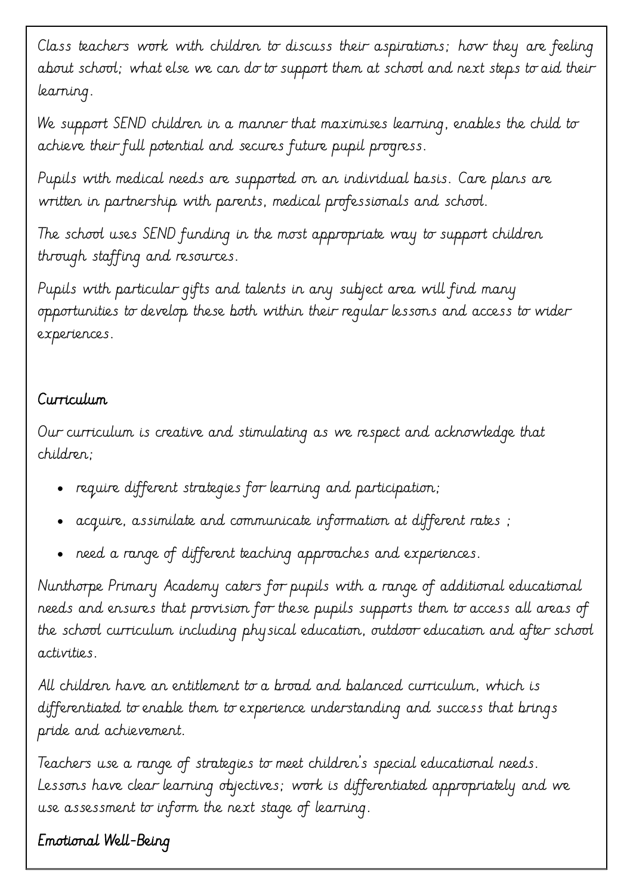Class teachers work with children to discuss their aspirations; how they are feeling about school; what else we can do to support them at school and next steps to aid their learning.

We support SEND children in a manner that maximises learning, enables the child to achieve their full potential and secures future pupil progress.

Pupils with medical needs are supported on an individual basis. Care plans are written in partnership with parents, medical professionals and school.

The school uses SEND funding in the most appropriate way to support children through staffing and resources.

Pupils with particular gifts and talents in any subject area will find many opportunities to develop these both within their regular lessons and access to wider experiences.

## Curriculum

Our curriculum is creative and stimulating as we respect and acknowledge that children;

- require different strategies for learning and participation;
- acquire, assimilate and communicate information at different rates ;
- need a range of different teaching approaches and experiences.

Nunthorpe Primary Academy caters for pupils with a range of additional educational needs and ensures that provision for these pupils supports them to access all areas of the school curriculum including physical education, outdoor education and after school activities.

All children have an entitlement to a broad and balanced curriculum, which is differentiated to enable them to experience understanding and success that brings pride and achievement.

Teachers use a range of strategies to meet children's special educational needs. Lessons have clear learning objectives; work is differentiated appropriately and we use assessment to inform the next stage of learning.

## Emotional Well-Being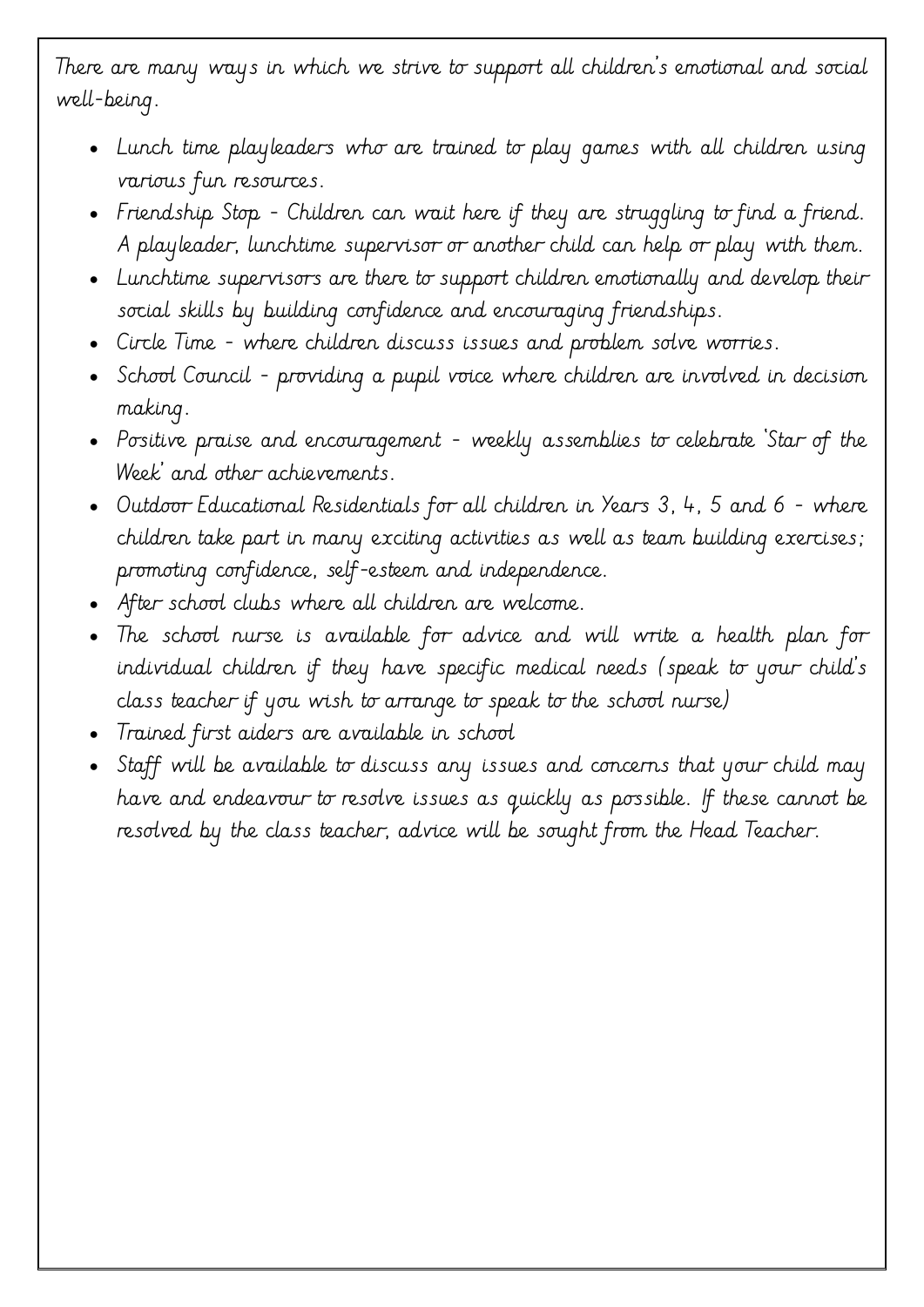There are many ways in which we strive to support all children's emotional and social well-being.

- Lunch time playleaders who are trained to play games with all children using various fun resources.
- Friendship Stop - Children can wait here if they are struggling to find a friend. A playleader, lunchtime supervisor or another child can help or play with them.
- Lunchtime supervisors are there to support children emotionally and develop their social skills by building confidence and encouraging friendships.
- Circle Time - where children discuss issues and problem solve worries.
- School Council - providing a pupil voice where children are involved in decision making.
- Positive praise and encouragement - weekly assemblies to celebrate 'Star of the Week' and other achievements.
- Outdoor Educational Residentials for all children in Years 3, 4, 5 and 6 - where children take part in many exciting activities as well as team building exercises; promoting confidence, self-esteem and independence.
- After school clubs where all children are welcome.
- The school nurse is available for advice and will write a health plan for individual children if they have specific medical needs (speak to your child's class teacher if you wish to arrange to speak to the school nurse)
- Trained first aiders are available in school
- Staff will be available to discuss any issues and concerns that your child may have and endeavour to resolve issues as quickly as possible. If these cannot be resolved by the class teacher, advice will be sought from the Head Teacher.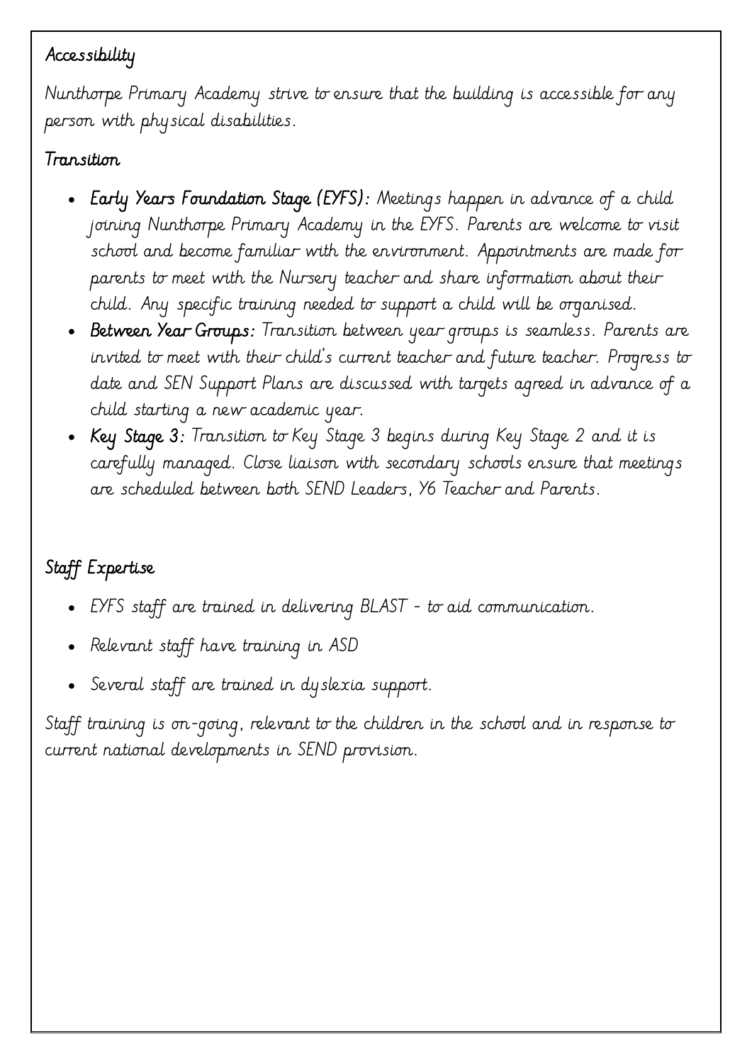## Accessibility

Nunthorpe Primary Academy strive to ensure that the building is accessible for any person with physical disabilities.

## Transition

- **Early Years Foundation Stage (EYFS):** Meetings happen in advance of a child joining Nunthorpe Primary Academy in the EYFS. Parents are welcome to visit school and become familiar with the environment. Appointments are made for parents to meet with the Nursery teacher and share information about their child. Any specific training needed to support a child will be organised.
- **Between Year Groups:** Transition between year groups is seamless. Parents are invited to meet with their child's current teacher and future teacher. Progress to date and SEN Support Plans are discussed with targets agreed in advance of a child starting a new academic year.
- **Key Stage 3:** Transition to Key Stage 3 begins during Key Stage 2 and it is carefully managed. Close liaison with secondary schools ensure that meetings are scheduled between both SEND Leaders, Y6 Teacher and Parents.

## Staff Expertise

- EYFS staff are trained in delivering BLAST - to aid communication.
- Relevant staff have training in ASD
- Several staff are trained in dyslexia support.

Staff training is on-going, relevant to the children in the school and in response to current national developments in SEND provision.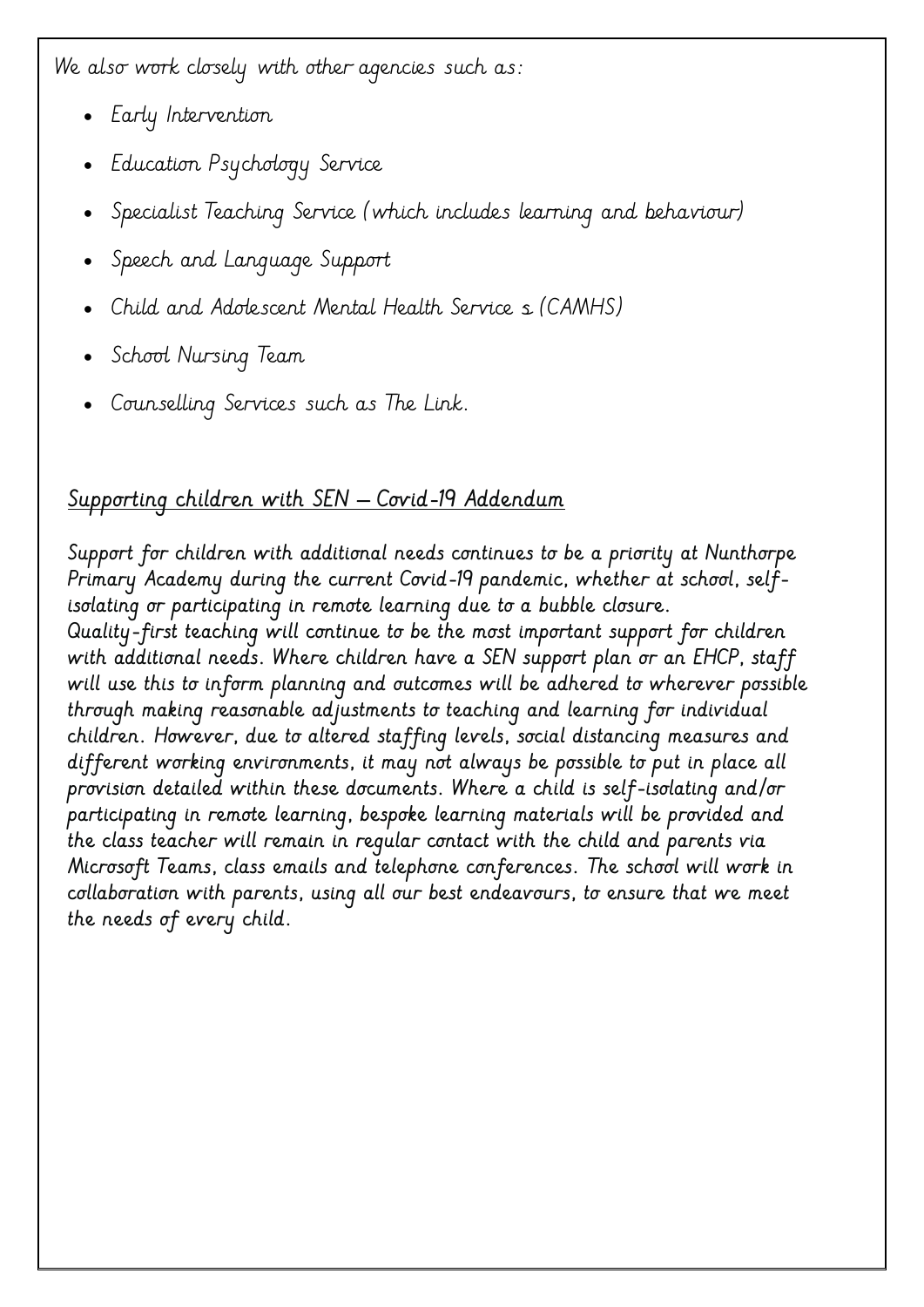We also work closely with other agencies such as:

- Early Intervention
- Education Psychology Service
- Specialist Teaching Service (which includes learning and behaviour)
- Speech and Language Support
- Child and Adolescent Mental Health Service s (CAMHS)
- School Nursing Team
- Counselling Services such as The Link.

## Supporting children with SEN – Covid-19 Addendum

Support for children with additional needs continues to be a priority at Nunthorpe Primary Academy during the current Covid-19 pandemic, whether at school, self-isolating or participating in remote learning due to a bubble closure.
Quality-first teaching will continue to be the most important support for children with additional needs. Where children have a SEN support plan or an EHCP, staff will use this to inform planning and outcomes will be adhered to wherever possible through making reasonable adjustments to teaching and learning for individual children. However, due to altered staffing levels, social distancing measures and different working environments, it may not always be possible to put in place all provision detailed within these documents. Where a child is self-isolating and/or participating in remote learning, bespoke learning materials will be provided and the class teacher will remain in regular contact with the child and parents via Microsoft Teams, class emails and telephone conferences. The school will work in collaboration with parents, using all our best endeavours, to ensure that we meet the needs of every child.